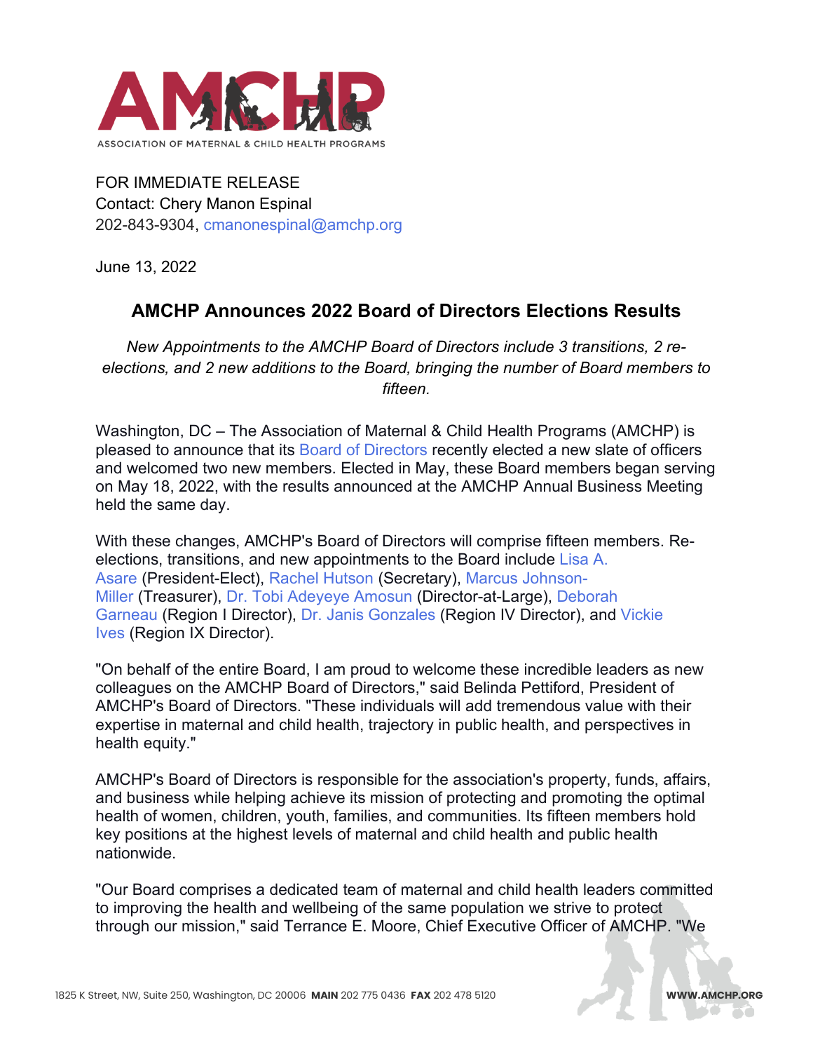ASSOCIATION OF MATERNAL & CHILD HEALTH PROGRAMS

FOR IMMEDIATE RELEASE
Contact: Chery Manon Espinal
202-843-9304, cmanonespinal@amchp.org

June 13, 2022

## AMCHP Announces 2022 Board of Directors Elections Results

*New Appointments to the AMCHP Board of Directors include 3 transitions, 2 re-elections, and 2 new additions to the Board, bringing the number of Board members to fifteen.*

Washington, DC – The Association of Maternal & Child Health Programs (AMCHP) is pleased to announce that its Board of Directors recently elected a new slate of officers and welcomed two new members. Elected in May, these Board members began serving on May 18, 2022, with the results announced at the AMCHP Annual Business Meeting held the same day.

With these changes, AMCHP's Board of Directors will comprise fifteen members. Re-elections, transitions, and new appointments to the Board include Lisa A. Asare (President-Elect), Rachel Hutson (Secretary), Marcus Johnson-Miller (Treasurer), Dr. Tobi Adeyeye Amosun (Director-at-Large), Deborah Garneau (Region I Director), Dr. Janis Gonzales (Region IV Director), and Vickie Ives (Region IX Director).

"On behalf of the entire Board, I am proud to welcome these incredible leaders as new colleagues on the AMCHP Board of Directors," said Belinda Pettiford, President of AMCHP's Board of Directors. "These individuals will add tremendous value with their expertise in maternal and child health, trajectory in public health, and perspectives in health equity."

AMCHP's Board of Directors is responsible for the association's property, funds, affairs, and business while helping achieve its mission of protecting and promoting the optimal health of women, children, youth, families, and communities. Its fifteen members hold key positions at the highest levels of maternal and child health and public health nationwide.

"Our Board comprises a dedicated team of maternal and child health leaders committed to improving the health and wellbeing of the same population we strive to protect through our mission," said Terrance E. Moore, Chief Executive Officer of AMCHP. "We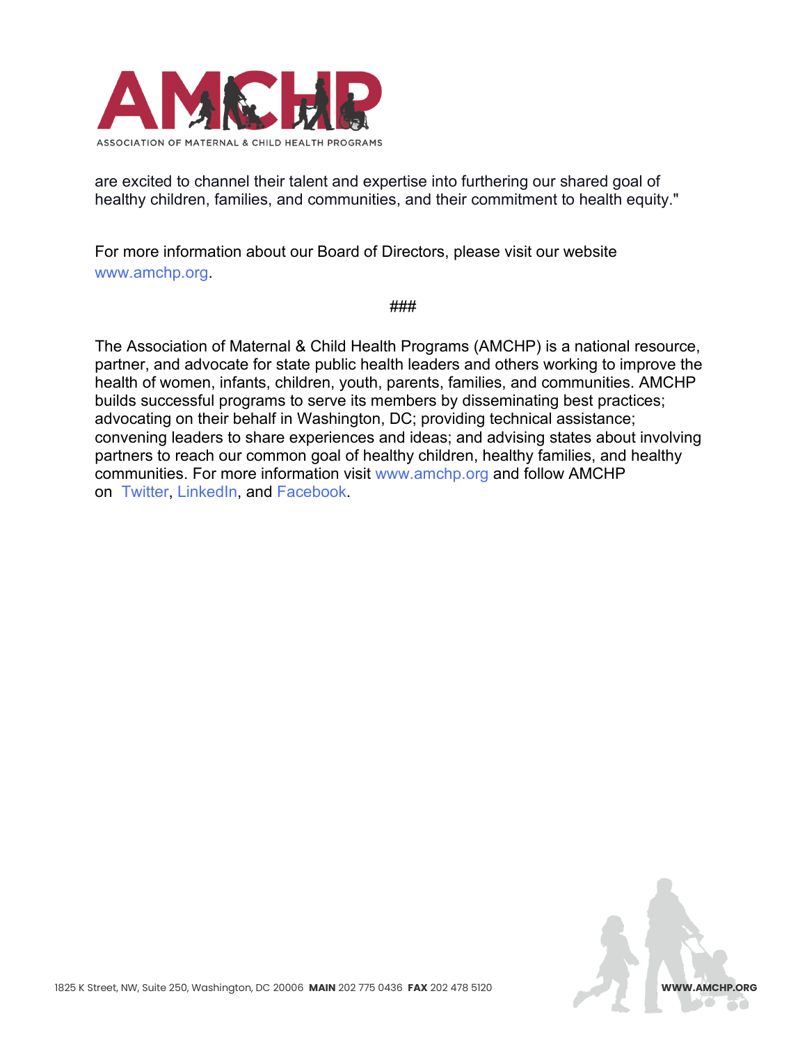are excited to channel their talent and expertise into furthering our shared goal of healthy children, families, and communities, and their commitment to health equity."

For more information about our Board of Directors, please visit our website www.amchp.org.

###

The Association of Maternal & Child Health Programs (AMCHP) is a national resource, partner, and advocate for state public health leaders and others working to improve the health of women, infants, children, youth, parents, families, and communities. AMCHP builds successful programs to serve its members by disseminating best practices; advocating on their behalf in Washington, DC; providing technical assistance; convening leaders to share experiences and ideas; and advising states about involving partners to reach our common goal of healthy children, healthy families, and healthy communities. For more information visit www.amchp.org and follow AMCHP on Twitter, LinkedIn, and Facebook.